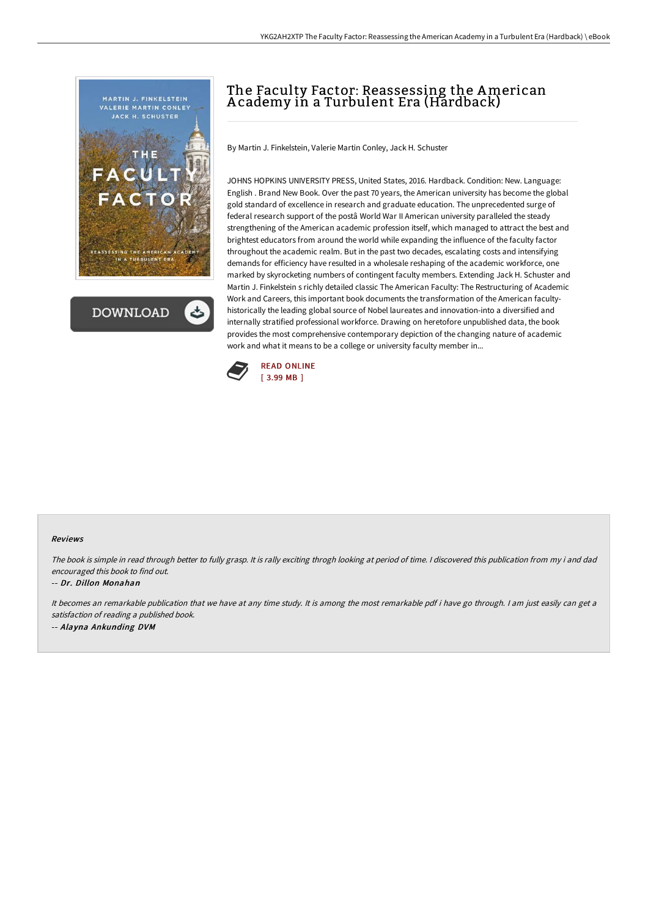# The Faculty Factor: Reassessing the American Academy in a Turbulent Era (Hardback)

By Martin J. Finkelstein, Valerie Martin Conley, Jack H. Schuster

JOHNS HOPKINS UNIVERSITY PRESS, United States, 2016. Hardback. Condition: New. Language: English . Brand New Book. Over the past 70 years, the American university has become the global gold standard of excellence in research and graduate education. The unprecedented surge of federal research support of the postâ World War II American university paralleled the steady strengthening of the American academic profession itself, which managed to attract the best and brightest educators from around the world while expanding the influence of the faculty factor throughout the academic realm. But in the past two decades, escalating costs and intensifying demands for efficiency have resulted in a wholesale reshaping of the academic workforce, one marked by skyrocketing numbers of contingent faculty members. Extending Jack H. Schuster and Martin J. Finkelstein s richly detailed classic The American Faculty: The Restructuring of Academic Work and Careers, this important book documents the transformation of the American faculty-historically the leading global source of Nobel laureates and innovation-into a diversified and internally stratified professional workforce. Drawing on heretofore unpublished data, the book provides the most comprehensive contemporary depiction of the changing nature of academic work and what it means to be a college or university faculty member in...

READ ONLINE
[ 3.99 MB ]

## Reviews

*The book is simple in read through better to fully grasp. It is rally exciting throgh looking at period of time. I discovered this publication from my i and dad encouraged this book to find out.*

-- ***Dr. Dillon Monahan***

*It becomes an remarkable publication that we have at any time study. It is among the most remarkable pdf i have go through. I am just easily can get a satisfaction of reading a published book.*

-- ***Alayna Ankunding DVM***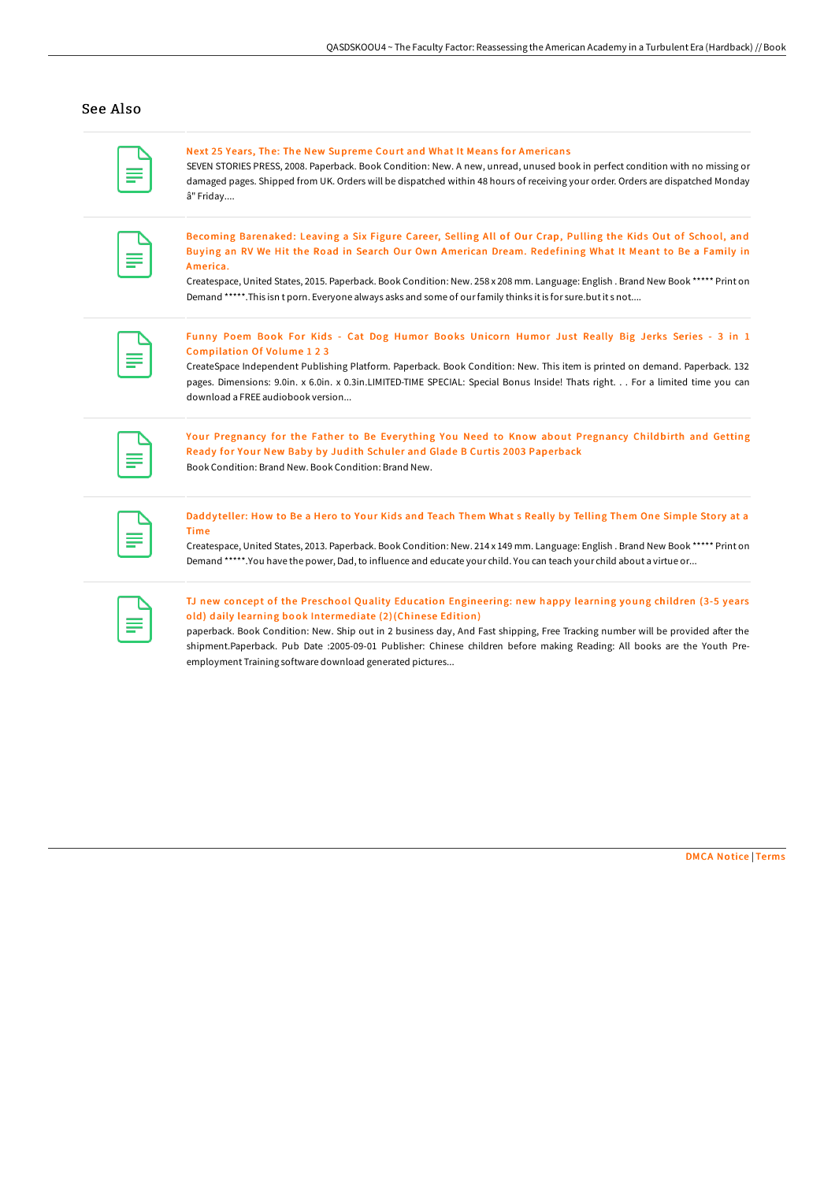## See Also

Next 25 Years, The: The New Supreme Court and What It Means for Americans

SEVEN STORIES PRESS, 2008. Paperback. Book Condition: New. A new, unread, unused book in perfect condition with no missing or damaged pages. Shipped from UK. Orders will be dispatched within 48 hours of receiving your order. Orders are dispatched Monday â" Friday....

Becoming Barenaked: Leaving a Six Figure Career, Selling All of Our Crap, Pulling the Kids Out of School, and Buying an RV We Hit the Road in Search Our Own American Dream. Redefining What It Meant to Be a Family in America.

Createspace, United States, 2015. Paperback. Book Condition: New. 258 x 208 mm. Language: English . Brand New Book ***** Print on Demand *****.This isn t porn. Everyone always asks and some of our family thinks it is for sure.but it s not....

Funny Poem Book For Kids - Cat Dog Humor Books Unicorn Humor Just Really Big Jerks Series - 3 in 1 Compilation Of Volume 1 2 3

CreateSpace Independent Publishing Platform. Paperback. Book Condition: New. This item is printed on demand. Paperback. 132 pages. Dimensions: 9.0in. x 6.0in. x 0.3in.LIMITED-TIME SPECIAL: Special Bonus Inside! Thats right. . . For a limited time you can download a FREE audiobook version...

Your Pregnancy for the Father to Be Everything You Need to Know about Pregnancy Childbirth and Getting Ready for Your New Baby by Judith Schuler and Glade B Curtis 2003 Paperback

Book Condition: Brand New. Book Condition: Brand New.

Daddyteller: How to Be a Hero to Your Kids and Teach Them What s Really by Telling Them One Simple Story at a Time

Createspace, United States, 2013. Paperback. Book Condition: New. 214 x 149 mm. Language: English . Brand New Book ***** Print on Demand *****.You have the power, Dad, to influence and educate your child. You can teach your child about a virtue or...

TJ new concept of the Preschool Quality Education Engineering: new happy learning young children (3-5 years old) daily learning book Intermediate (2)(Chinese Edition)

paperback. Book Condition: New. Ship out in 2 business day, And Fast shipping, Free Tracking number will be provided after the shipment.Paperback. Pub Date :2005-09-01 Publisher: Chinese children before making Reading: All books are the Youth Pre-employment Training software download generated pictures...